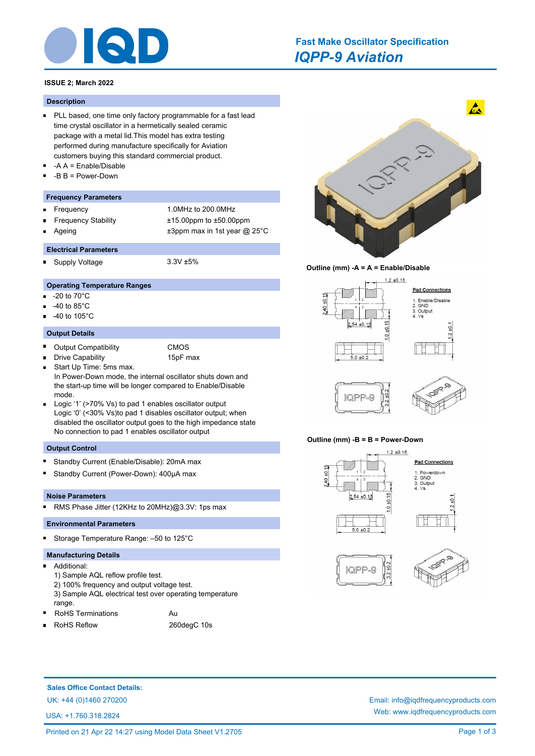# Fast Make Oscillator Specification

## IQPP-9 Aviation

**ISSUE 2; March 2022**

### Description

- PLL based, one time only factory programmable for a fast lead time crystal oscillator in a hermetically sealed ceramic package with a metal lid.This model has extra testing performed during manufacture specifically for Aviation customers buying this standard commercial product.
- -A A = Enable/Disable
- -B B = Power-Down

### Frequency Parameters

| | |
|---|---|
| Frequency | 1.0MHz to 200.0MHz |
| Frequency Stability | ±15.00ppm to ±50.00ppm |
| Ageing | ±3ppm max in 1st year @ 25°C |

### Electrical Parameters

| | |
|---|---|
| Supply Voltage | 3.3V ±5% |

### Operating Temperature Ranges

- -20 to 70°C
- -40 to 85°C
- -40 to 105°C

### Output Details

| | |
|---|---|
| Output Compatibility | CMOS |
| Drive Capability | 15pF max |

- Start Up Time: 5ms max.
  In Power-Down mode, the internal oscillator shuts down and the start-up time will be longer compared to Enable/Disable mode.
- Logic '1' (>70% Vs) to pad 1 enables oscillator output
  Logic '0' (<30% Vs)to pad 1 disables oscillator output; when disabled the oscillator output goes to the high impedance state
  No connection to pad 1 enables oscillator output

### Output Control

- Standby Current (Enable/Disable): 20mA max
- Standby Current (Power-Down): 400µA max

### Noise Parameters

- RMS Phase Jitter (12KHz to 20MHz)@3.3V: 1ps max

### Environmental Parameters

- Storage Temperature Range: –50 to 125°C

### Manufacturing Details

- Additional:
  1) Sample AQL reflow profile test.
  2) 100% frequency and output voltage test.
  3) Sample AQL electrical test over operating temperature range.

| | |
|---|---|
| RoHS Terminations | Au |
| RoHS Reflow | 260degC 10s |

**Outline (mm) -A = A = Enable/Disable**

Pad Connections
1. Enable/Disable
2. GND
3. Output
4. Vs

Dimensions: 1.2 ±0.15; 2.40 ±0.15; 2.54 ±0.15; 1.0 ±0.15; 1.2 ±0.1; 5.0 ±0.2; 3.2 ±0.2

**Outline (mm) -B = B = Power-Down**

Pad Connections
1. Powerdown
2. GND
3. Output
4. Vs

Dimensions: 1.2 ±0.15; 2.40 ±0.15; 2.54 ±0.15; 1.0 ±0.15; 1.2 ±0.1; 5.0 ±0.2; 3.2 ±0.2

**Sales Office Contact Details:**

UK: +44 (0)1460 270200

USA: +1.760.318.2824

Email: info@iqdfrequencyproducts.com

Web: www.iqdfrequencyproducts.com

Printed on 21 Apr 22 14:27 using Model Data Sheet V1.2705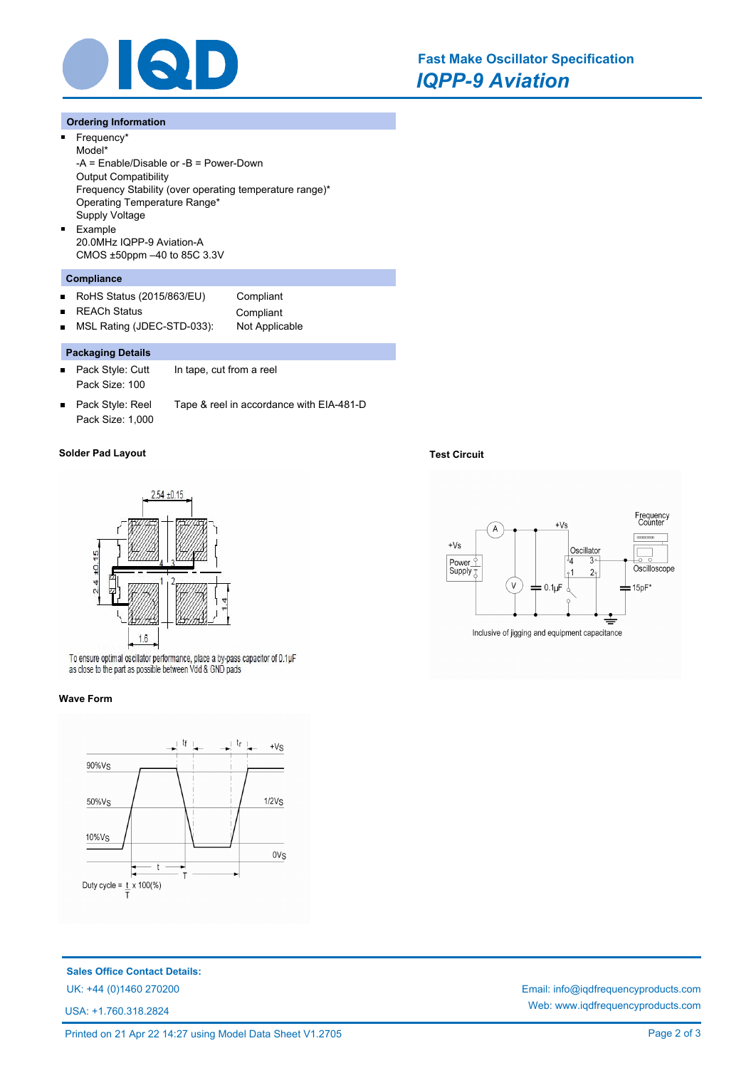## Ordering Information

- Frequency*
  Model*
  -A = Enable/Disable or -B = Power-Down
  Output Compatibility
  Frequency Stability (over operating temperature range)*
  Operating Temperature Range*
  Supply Voltage
- Example
  20.0MHz IQPP-9 Aviation-A
  CMOS ±50ppm –40 to 85C 3.3V

## Compliance

- RoHS Status (2015/863/EU) Compliant
- REACH Status Compliant
- MSL Rating (JDEC-STD-033): Not Applicable

## Packaging Details

- Pack Style: Cutt In tape, cut from a reel
  Pack Size: 100
- Pack Style: Reel Tape & reel in accordance with EIA-481-D
  Pack Size: 1,000

### Solder Pad Layout

2.54 ±0.15

2.4 ±0.15

1.4

1.6

To ensure optimal oscillator performance, place a by-pass capacitor of 0.1µF as close to the part as possible between Vdd & GND pads

### Test Circuit

Frequency Counter

+Vs

Power Supply

Oscillator

Oscilloscope

0.1µF

15pF*

Inclusive of jigging and equipment capacitance

### Wave Form

90%Vs

50%Vs

10%Vs

+Vs

1/2Vs

0Vs

Duty cycle = $\frac{t}{T}$ x 100(%)

**Sales Office Contact Details:**

UK: +44 (0)1460 270200

USA: +1.760.318.2824

Email: info@iqdfrequencyproducts.com

Web: www.iqdfrequencyproducts.com

Printed on 21 Apr 22 14:27 using Model Data Sheet V1.2705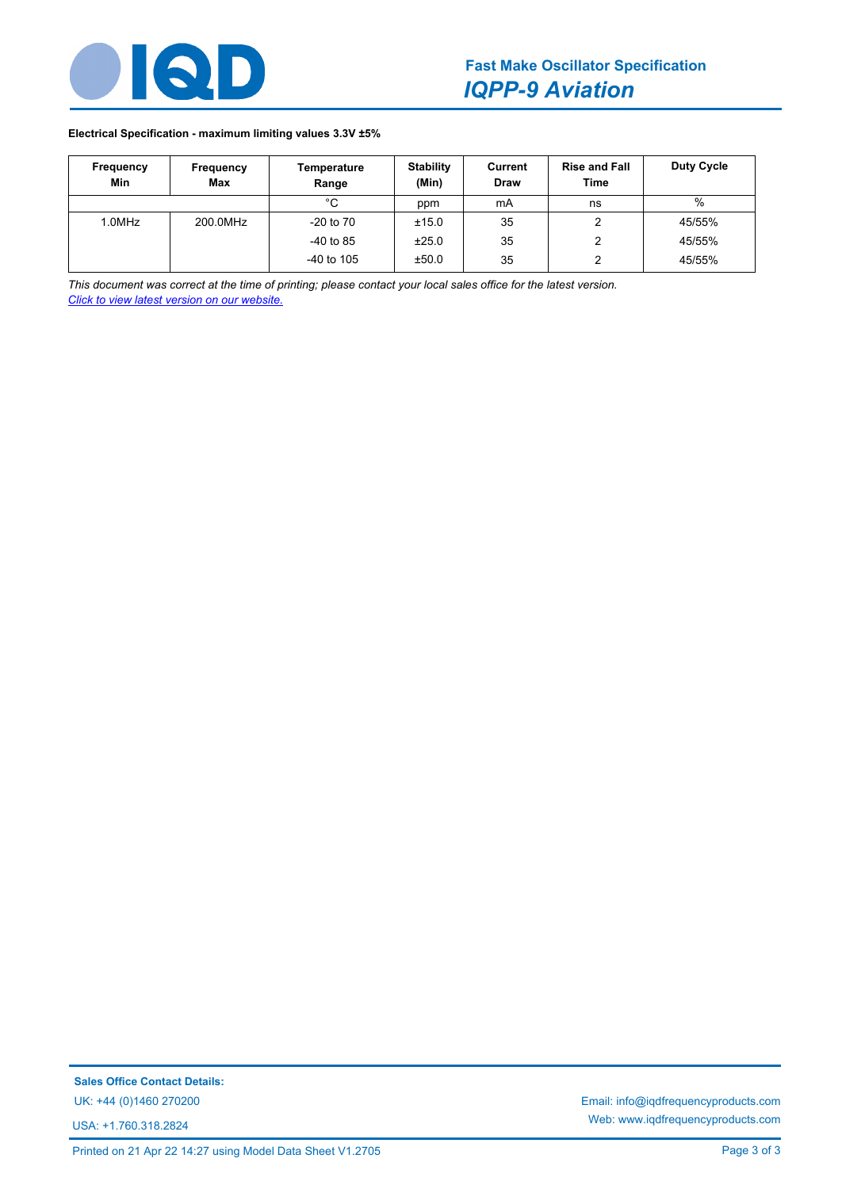**Electrical Specification - maximum limiting values 3.3V ±5%**

| Frequency Min | Frequency Max | Temperature Range | Stability (Min) | Current Draw | Rise and Fall Time | Duty Cycle |
|---|---|---|---|---|---|---|
| | | °C | ppm | mA | ns | % |
| 1.0MHz | 200.0MHz | -20 to 70 | ±15.0 | 35 | 2 | 45/55% |
| | | -40 to 85 | ±25.0 | 35 | 2 | 45/55% |
| | | -40 to 105 | ±50.0 | 35 | 2 | 45/55% |

*This document was correct at the time of printing; please contact your local sales office for the latest version.*
*Click to view latest version on our website.*

**Sales Office Contact Details:**

UK: +44 (0)1460 270200

USA: +1.760.318.2824

Email: info@iqdfrequencyproducts.com

Web: www.iqdfrequencyproducts.com

Printed on 21 Apr 22 14:27 using Model Data Sheet V1.2705